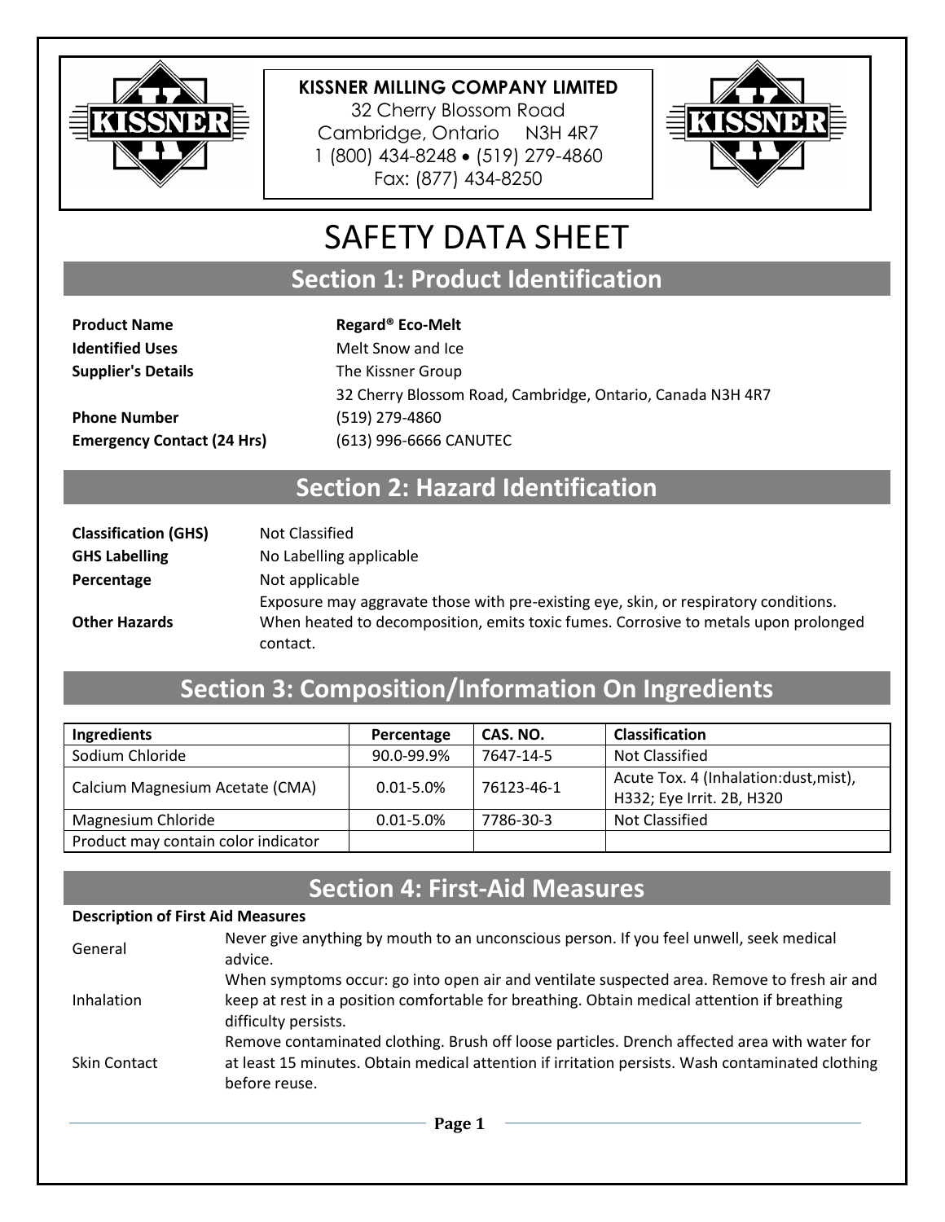**KISSNER MILLING COMPANY LIMITED**
32 Cherry Blossom Road
Cambridge, Ontario N3H 4R7
1 (800) 434-8248 • (519) 279-4860
Fax: (877) 434-8250

# SAFETY DATA SHEET

## Section 1: Product Identification

| | |
|---|---|
| **Product Name** | **Regard® Eco-Melt** |
| **Identified Uses** | Melt Snow and Ice |
| **Supplier's Details** | The Kissner Group<br>32 Cherry Blossom Road, Cambridge, Ontario, Canada N3H 4R7 |
| **Phone Number** | (519) 279-4860 |
| **Emergency Contact (24 Hrs)** | (613) 996-6666 CANUTEC |

## Section 2: Hazard Identification

| | |
|---|---|
| **Classification (GHS)** | Not Classified |
| **GHS Labelling** | No Labelling applicable |
| **Percentage** | Not applicable |
| **Other Hazards** | Exposure may aggravate those with pre-existing eye, skin, or respiratory conditions. When heated to decomposition, emits toxic fumes. Corrosive to metals upon prolonged contact. |

## Section 3: Composition/Information On Ingredients

| Ingredients | Percentage | CAS. NO. | Classification |
|---|---|---|---|
| Sodium Chloride | 90.0-99.9% | 7647-14-5 | Not Classified |
| Calcium Magnesium Acetate (CMA) | 0.01-5.0% | 76123-46-1 | Acute Tox. 4 (Inhalation:dust,mist), H332; Eye Irrit. 2B, H320 |
| Magnesium Chloride | 0.01-5.0% | 7786-30-3 | Not Classified |
| Product may contain color indicator | | | |

## Section 4: First-Aid Measures

**Description of First Aid Measures**

| | |
|---|---|
| General | Never give anything by mouth to an unconscious person. If you feel unwell, seek medical advice. |
| Inhalation | When symptoms occur: go into open air and ventilate suspected area. Remove to fresh air and keep at rest in a position comfortable for breathing. Obtain medical attention if breathing difficulty persists. |
| Skin Contact | Remove contaminated clothing. Brush off loose particles. Drench affected area with water for at least 15 minutes. Obtain medical attention if irritation persists. Wash contaminated clothing before reuse. |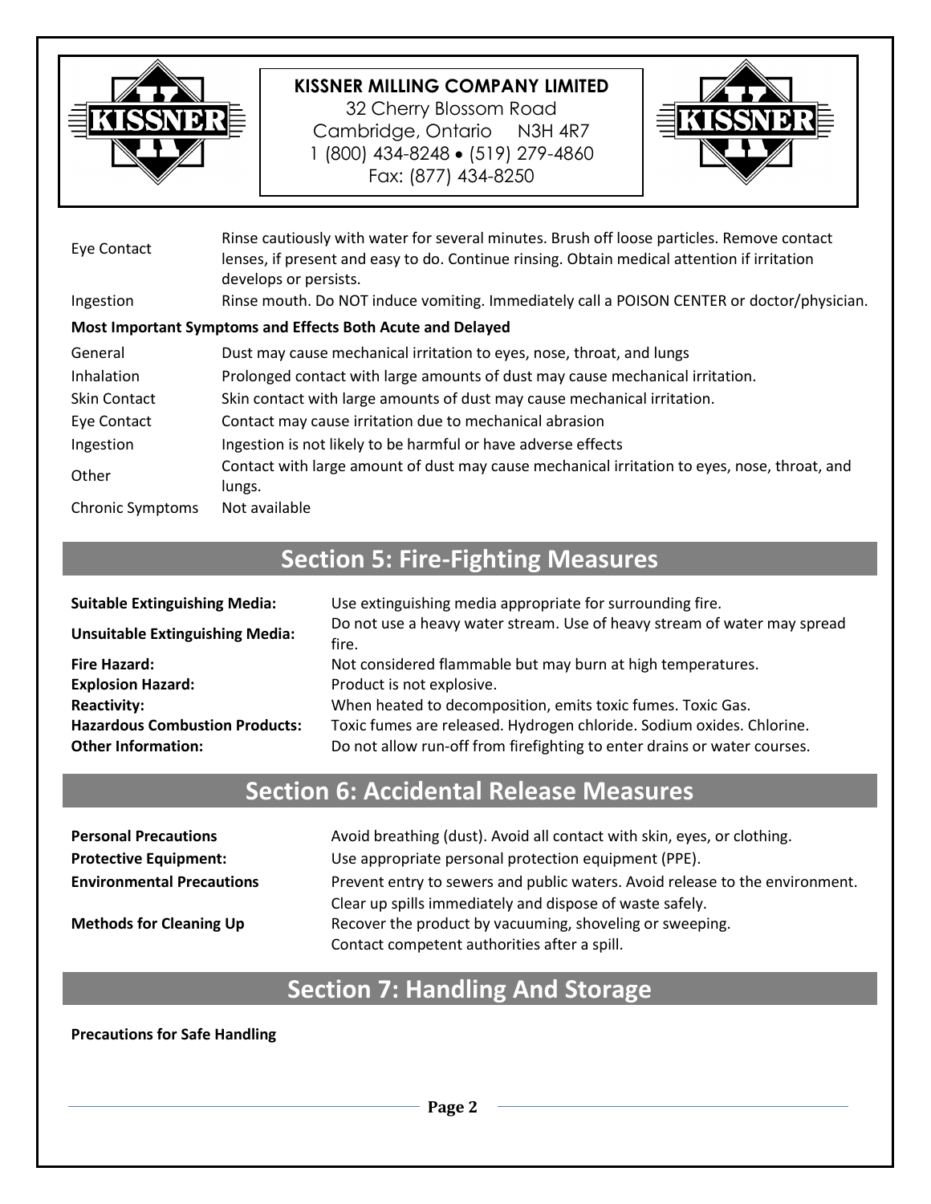| | |
|---|---|
| Eye Contact | Rinse cautiously with water for several minutes. Brush off loose particles. Remove contact lenses, if present and easy to do. Continue rinsing. Obtain medical attention if irritation develops or persists. |
| Ingestion | Rinse mouth. Do NOT induce vomiting. Immediately call a POISON CENTER or doctor/physician. |

**Most Important Symptoms and Effects Both Acute and Delayed**

| | |
|---|---|
| General | Dust may cause mechanical irritation to eyes, nose, throat, and lungs |
| Inhalation | Prolonged contact with large amounts of dust may cause mechanical irritation. |
| Skin Contact | Skin contact with large amounts of dust may cause mechanical irritation. |
| Eye Contact | Contact may cause irritation due to mechanical abrasion |
| Ingestion | Ingestion is not likely to be harmful or have adverse effects |
| Other | Contact with large amount of dust may cause mechanical irritation to eyes, nose, throat, and lungs. |
| Chronic Symptoms | Not available |

## Section 5: Fire-Fighting Measures

| | |
|---|---|
| **Suitable Extinguishing Media:** | Use extinguishing media appropriate for surrounding fire. |
| **Unsuitable Extinguishing Media:** | Do not use a heavy water stream. Use of heavy stream of water may spread fire. |
| **Fire Hazard:** | Not considered flammable but may burn at high temperatures. |
| **Explosion Hazard:** | Product is not explosive. |
| **Reactivity:** | When heated to decomposition, emits toxic fumes. Toxic Gas. |
| **Hazardous Combustion Products:** | Toxic fumes are released. Hydrogen chloride. Sodium oxides. Chlorine. |
| **Other Information:** | Do not allow run-off from firefighting to enter drains or water courses. |

## Section 6: Accidental Release Measures

| | |
|---|---|
| **Personal Precautions** | Avoid breathing (dust). Avoid all contact with skin, eyes, or clothing. |
| **Protective Equipment:** | Use appropriate personal protection equipment (PPE). |
| **Environmental Precautions** | Prevent entry to sewers and public waters. Avoid release to the environment. Clear up spills immediately and dispose of waste safely. |
| **Methods for Cleaning Up** | Recover the product by vacuuming, shoveling or sweeping. Contact competent authorities after a spill. |

## Section 7: Handling And Storage

**Precautions for Safe Handling**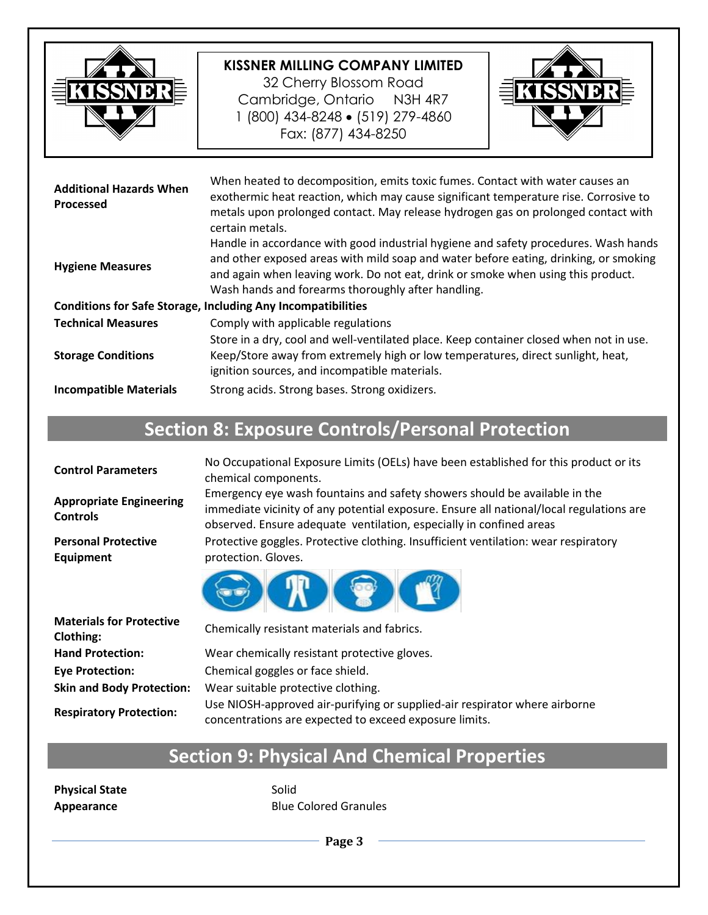| | |
|---|---|
| **Additional Hazards When Processed** | When heated to decomposition, emits toxic fumes. Contact with water causes an exothermic heat reaction, which may cause significant temperature rise. Corrosive to metals upon prolonged contact. May release hydrogen gas on prolonged contact with certain metals. |
| **Hygiene Measures** | Handle in accordance with good industrial hygiene and safety procedures. Wash hands and other exposed areas with mild soap and water before eating, drinking, or smoking and again when leaving work. Do not eat, drink or smoke when using this product. Wash hands and forearms thoroughly after handling. |

**Conditions for Safe Storage, Including Any Incompatibilities**

| | |
|---|---|
| **Technical Measures** | Comply with applicable regulations |
| **Storage Conditions** | Store in a dry, cool and well-ventilated place. Keep container closed when not in use. Keep/Store away from extremely high or low temperatures, direct sunlight, heat, ignition sources, and incompatible materials. |
| **Incompatible Materials** | Strong acids. Strong bases. Strong oxidizers. |

## Section 8: Exposure Controls/Personal Protection

| | |
|---|---|
| **Control Parameters** | No Occupational Exposure Limits (OELs) have been established for this product or its chemical components. |
| **Appropriate Engineering Controls** | Emergency eye wash fountains and safety showers should be available in the immediate vicinity of any potential exposure. Ensure all national/local regulations are observed. Ensure adequate ventilation, especially in confined areas |
| **Personal Protective Equipment** | Protective goggles. Protective clothing. Insufficient ventilation: wear respiratory protection. Gloves. |
| **Materials for Protective Clothing:** | Chemically resistant materials and fabrics. |
| **Hand Protection:** | Wear chemically resistant protective gloves. |
| **Eye Protection:** | Chemical goggles or face shield. |
| **Skin and Body Protection:** | Wear suitable protective clothing. |
| **Respiratory Protection:** | Use NIOSH-approved air-purifying or supplied-air respirator where airborne concentrations are expected to exceed exposure limits. |

## Section 9: Physical And Chemical Properties

| | |
|---|---|
| **Physical State** | Solid |
| **Appearance** | Blue Colored Granules |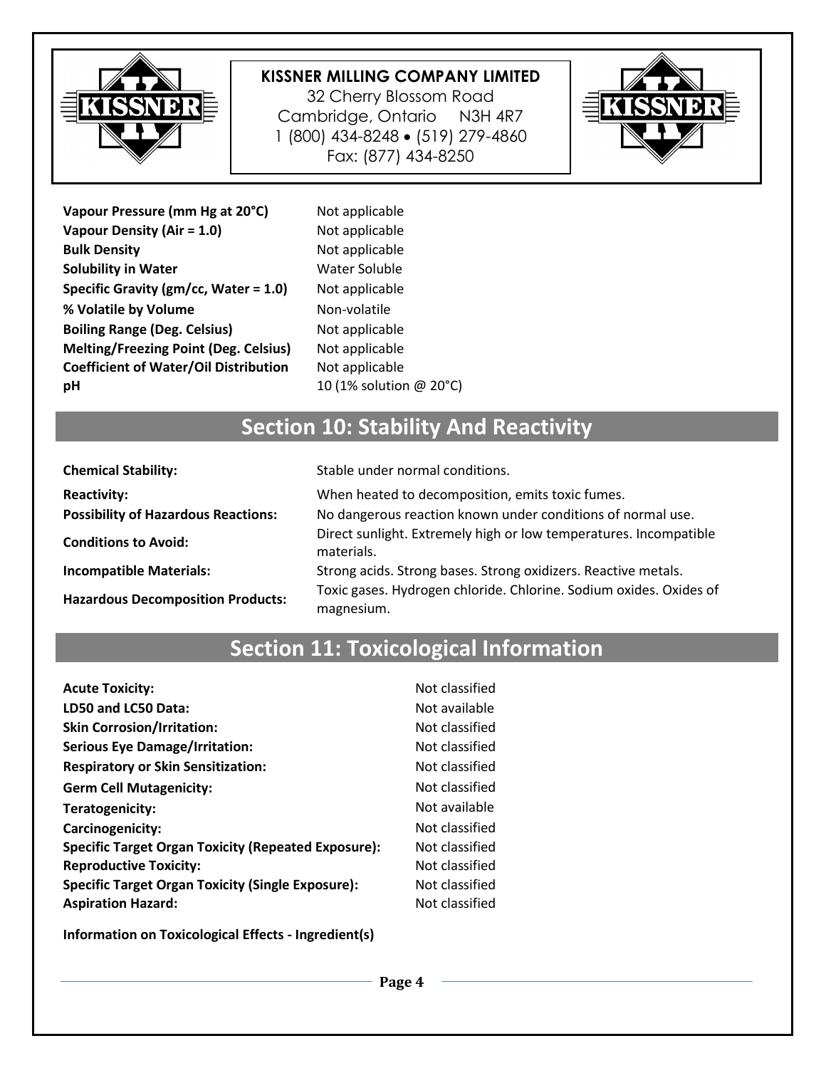| | |
|---|---|
| **Vapour Pressure (mm Hg at 20°C)** | Not applicable |
| **Vapour Density (Air = 1.0)** | Not applicable |
| **Bulk Density** | Not applicable |
| **Solubility in Water** | Water Soluble |
| **Specific Gravity (gm/cc, Water = 1.0)** | Not applicable |
| **% Volatile by Volume** | Non-volatile |
| **Boiling Range (Deg. Celsius)** | Not applicable |
| **Melting/Freezing Point (Deg. Celsius)** | Not applicable |
| **Coefficient of Water/Oil Distribution** | Not applicable |
| **pH** | 10 (1% solution @ 20°C) |

## Section 10: Stability And Reactivity

| | |
|---|---|
| **Chemical Stability:** | Stable under normal conditions. |
| **Reactivity:** | When heated to decomposition, emits toxic fumes. |
| **Possibility of Hazardous Reactions:** | No dangerous reaction known under conditions of normal use. |
| **Conditions to Avoid:** | Direct sunlight. Extremely high or low temperatures. Incompatible materials. |
| **Incompatible Materials:** | Strong acids. Strong bases. Strong oxidizers. Reactive metals. |
| **Hazardous Decomposition Products:** | Toxic gases. Hydrogen chloride. Chlorine. Sodium oxides. Oxides of magnesium. |

## Section 11: Toxicological Information

| | |
|---|---|
| **Acute Toxicity:** | Not classified |
| **LD50 and LC50 Data:** | Not available |
| **Skin Corrosion/Irritation:** | Not classified |
| **Serious Eye Damage/Irritation:** | Not classified |
| **Respiratory or Skin Sensitization:** | Not classified |
| **Germ Cell Mutagenicity:** | Not classified |
| **Teratogenicity:** | Not available |
| **Carcinogenicity:** | Not classified |
| **Specific Target Organ Toxicity (Repeated Exposure):** | Not classified |
| **Reproductive Toxicity:** | Not classified |
| **Specific Target Organ Toxicity (Single Exposure):** | Not classified |
| **Aspiration Hazard:** | Not classified |

**Information on Toxicological Effects - Ingredient(s)**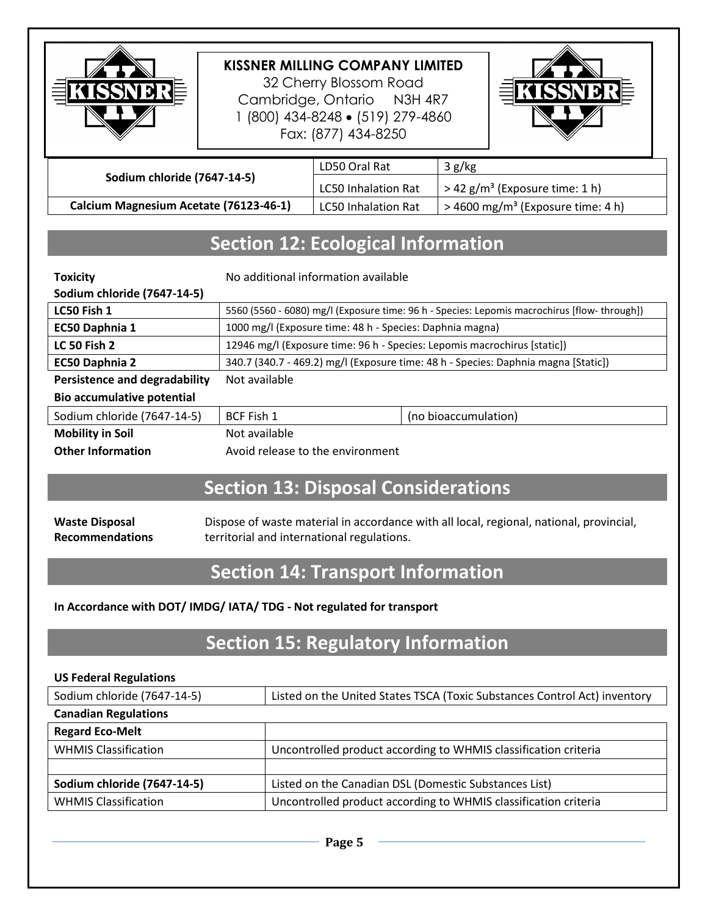| Sodium chloride (7647-14-5) | LD50 Oral Rat | 3 g/kg |
|---|---|---|
| | LC50 Inhalation Rat | > 42 g/m³ (Exposure time: 1 h) |
| Calcium Magnesium Acetate (76123-46-1) | LC50 Inhalation Rat | > 4600 mg/m³ (Exposure time: 4 h) |

## Section 12: Ecological Information

**Toxicity** No additional information available

**Sodium chloride (7647-14-5)**

| | |
|---|---|
| **LC50 Fish 1** | 5560 (5560 - 6080) mg/l (Exposure time: 96 h - Species: Lepomis macrochirus [flow- through]) |
| **EC50 Daphnia 1** | 1000 mg/l (Exposure time: 48 h - Species: Daphnia magna) |
| **LC 50 Fish 2** | 12946 mg/l (Exposure time: 96 h - Species: Lepomis macrochirus [static]) |
| **EC50 Daphnia 2** | 340.7 (340.7 - 469.2) mg/l (Exposure time: 48 h - Species: Daphnia magna [Static]) |

**Persistence and degradability** Not available

**Bio accumulative potential**

| | | |
|---|---|---|
| Sodium chloride (7647-14-5) | BCF Fish 1 | (no bioaccumulation) |

**Mobility in Soil** Not available

**Other Information** Avoid release to the environment

## Section 13: Disposal Considerations

**Waste Disposal Recommendations** Dispose of waste material in accordance with all local, regional, national, provincial, territorial and international regulations.

## Section 14: Transport Information

**In Accordance with DOT/ IMDG/ IATA/ TDG - Not regulated for transport**

## Section 15: Regulatory Information

**US Federal Regulations**

| | |
|---|---|
| Sodium chloride (7647-14-5) | Listed on the United States TSCA (Toxic Substances Control Act) inventory |

**Canadian Regulations**

| | |
|---|---|
| **Regard Eco-Melt** | |
| WHMIS Classification | Uncontrolled product according to WHMIS classification criteria |
| | |
| **Sodium chloride (7647-14-5)** | Listed on the Canadian DSL (Domestic Substances List) |
| WHMIS Classification | Uncontrolled product according to WHMIS classification criteria |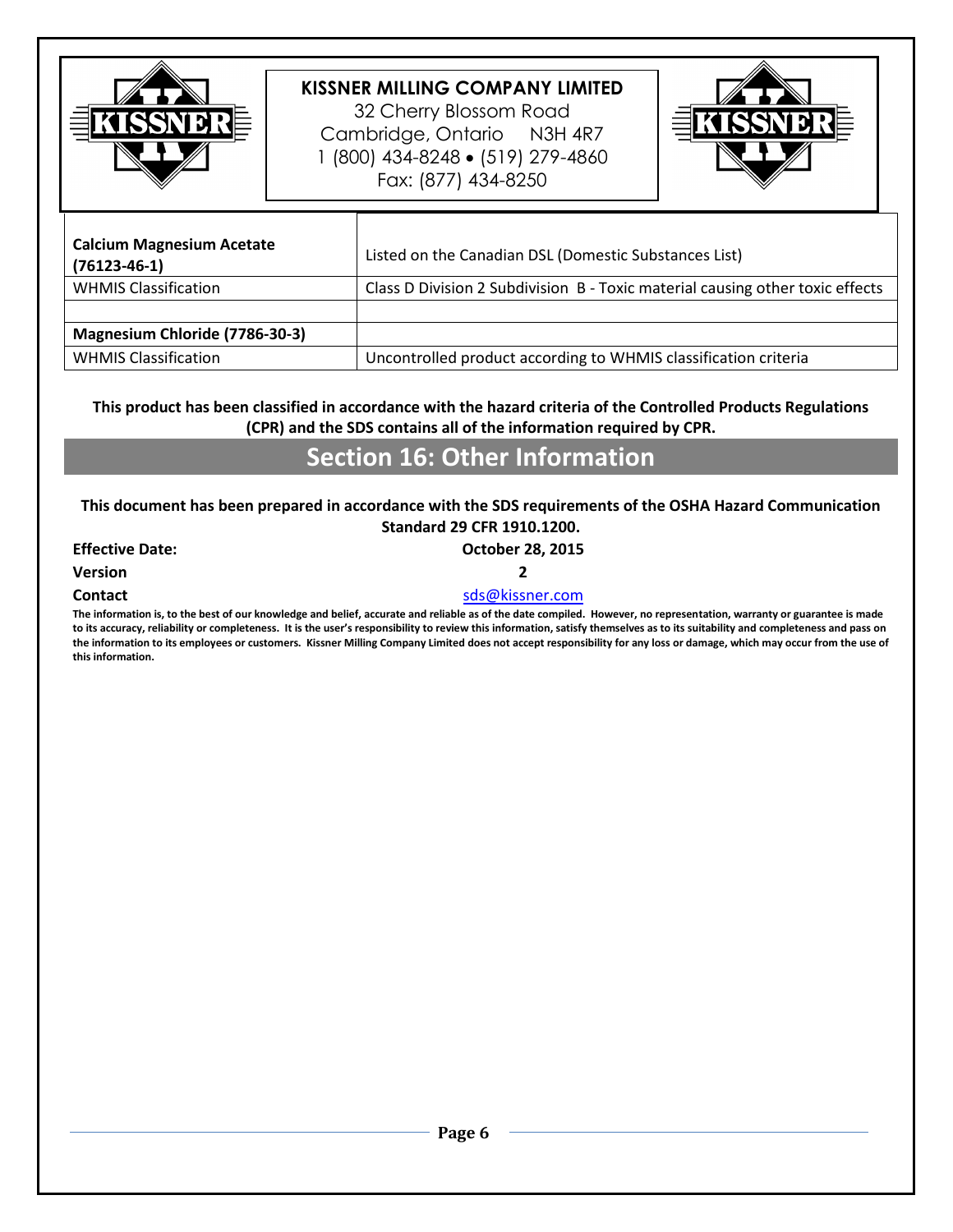| | |
|---|---|
| **Calcium Magnesium Acetate (76123-46-1)** | Listed on the Canadian DSL (Domestic Substances List) |
| WHMIS Classification | Class D Division 2 Subdivision B - Toxic material causing other toxic effects |
| | |
| **Magnesium Chloride (7786-30-3)** | |
| WHMIS Classification | Uncontrolled product according to WHMIS classification criteria |

**This product has been classified in accordance with the hazard criteria of the Controlled Products Regulations (CPR) and the SDS contains all of the information required by CPR.**

## Section 16: Other Information

**This document has been prepared in accordance with the SDS requirements of the OSHA Hazard Communication Standard 29 CFR 1910.1200.**

**Effective Date:** **October 28, 2015**

**Version** **2**

**Contact** sds@kissner.com

**The information is, to the best of our knowledge and belief, accurate and reliable as of the date compiled. However, no representation, warranty or guarantee is made to its accuracy, reliability or completeness. It is the user's responsibility to review this information, satisfy themselves as to its suitability and completeness and pass on the information to its employees or customers. Kissner Milling Company Limited does not accept responsibility for any loss or damage, which may occur from the use of this information.**